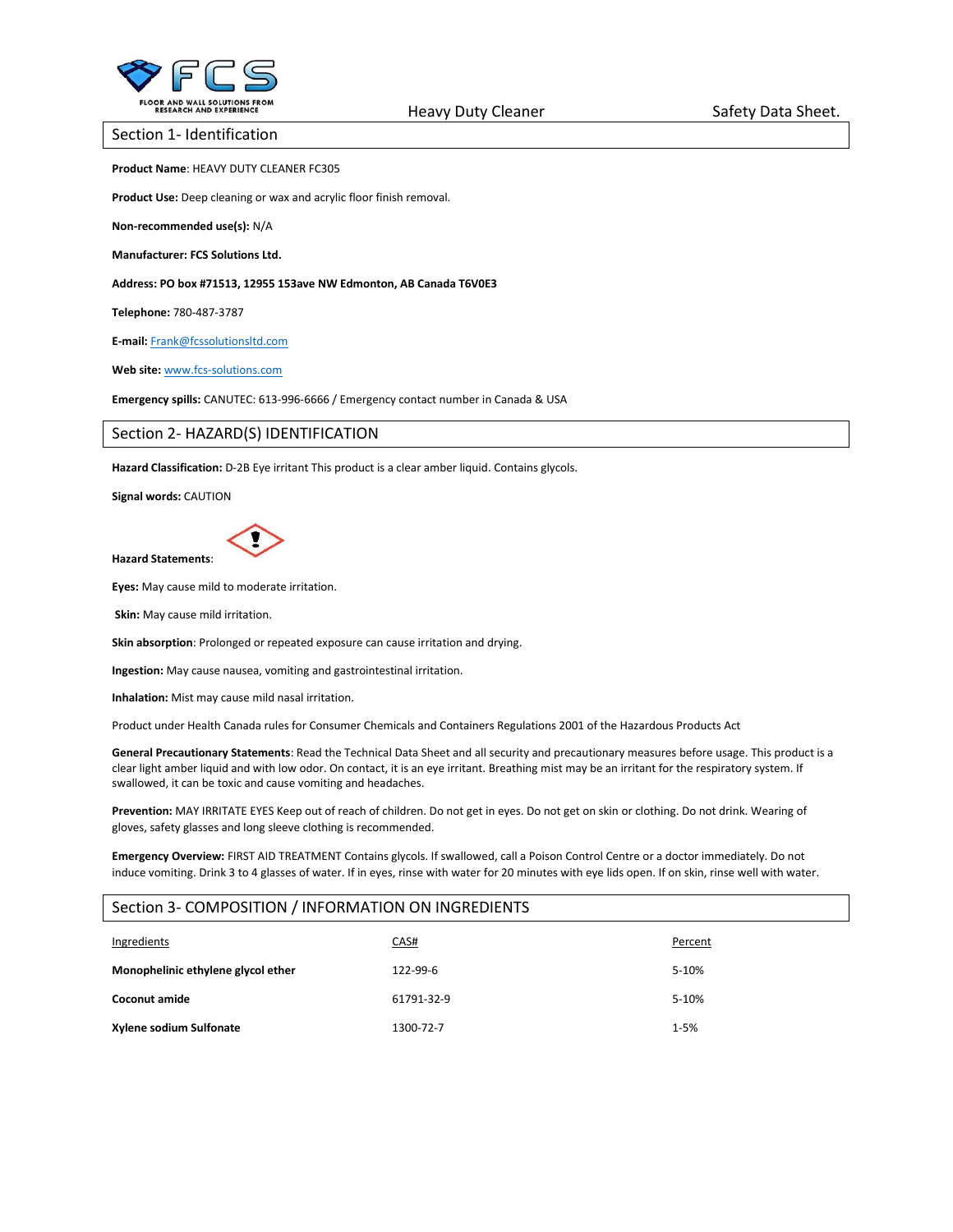Heavy Duty Cleaner Safety Data Sheet.

## Section 1- Identification

**Product Name**: HEAVY DUTY CLEANER FC305

**Product Use:** Deep cleaning or wax and acrylic floor finish removal.

**Non-recommended use(s):** N/A

**Manufacturer: FCS Solutions Ltd.**

**Address: PO box #71513, 12955 153ave NW Edmonton, AB Canada T6V0E3**

**Telephone:** 780-487-3787

**E-mail:** Frank@fcssolutionsltd.com

**Web site:** www.fcs-solutions.com

**Emergency spills:** CANUTEC: 613-996-6666 / Emergency contact number in Canada & USA

## Section 2- HAZARD(S) IDENTIFICATION

**Hazard Classification:** D-2B Eye irritant This product is a clear amber liquid. Contains glycols.

**Signal words:** CAUTION

**Hazard Statements**:

**Eyes:** May cause mild to moderate irritation.

**Skin:** May cause mild irritation.

**Skin absorption**: Prolonged or repeated exposure can cause irritation and drying.

**Ingestion:** May cause nausea, vomiting and gastrointestinal irritation.

**Inhalation:** Mist may cause mild nasal irritation.

Product under Health Canada rules for Consumer Chemicals and Containers Regulations 2001 of the Hazardous Products Act

**General Precautionary Statements**: Read the Technical Data Sheet and all security and precautionary measures before usage. This product is a clear light amber liquid and with low odor. On contact, it is an eye irritant. Breathing mist may be an irritant for the respiratory system. If swallowed, it can be toxic and cause vomiting and headaches.

**Prevention:** MAY IRRITATE EYES Keep out of reach of children. Do not get in eyes. Do not get on skin or clothing. Do not drink. Wearing of gloves, safety glasses and long sleeve clothing is recommended.

**Emergency Overview:** FIRST AID TREATMENT Contains glycols. If swallowed, call a Poison Control Centre or a doctor immediately. Do not induce vomiting. Drink 3 to 4 glasses of water. If in eyes, rinse with water for 20 minutes with eye lids open. If on skin, rinse well with water.

## Section 3- COMPOSITION / INFORMATION ON INGREDIENTS

| Ingredients | CAS# | Percent |
|---|---|---|
| **Monophelinic ethylene glycol ether** | 122-99-6 | 5-10% |
| **Coconut amide** | 61791-32-9 | 5-10% |
| **Xylene sodium Sulfonate** | 1300-72-7 | 1-5% |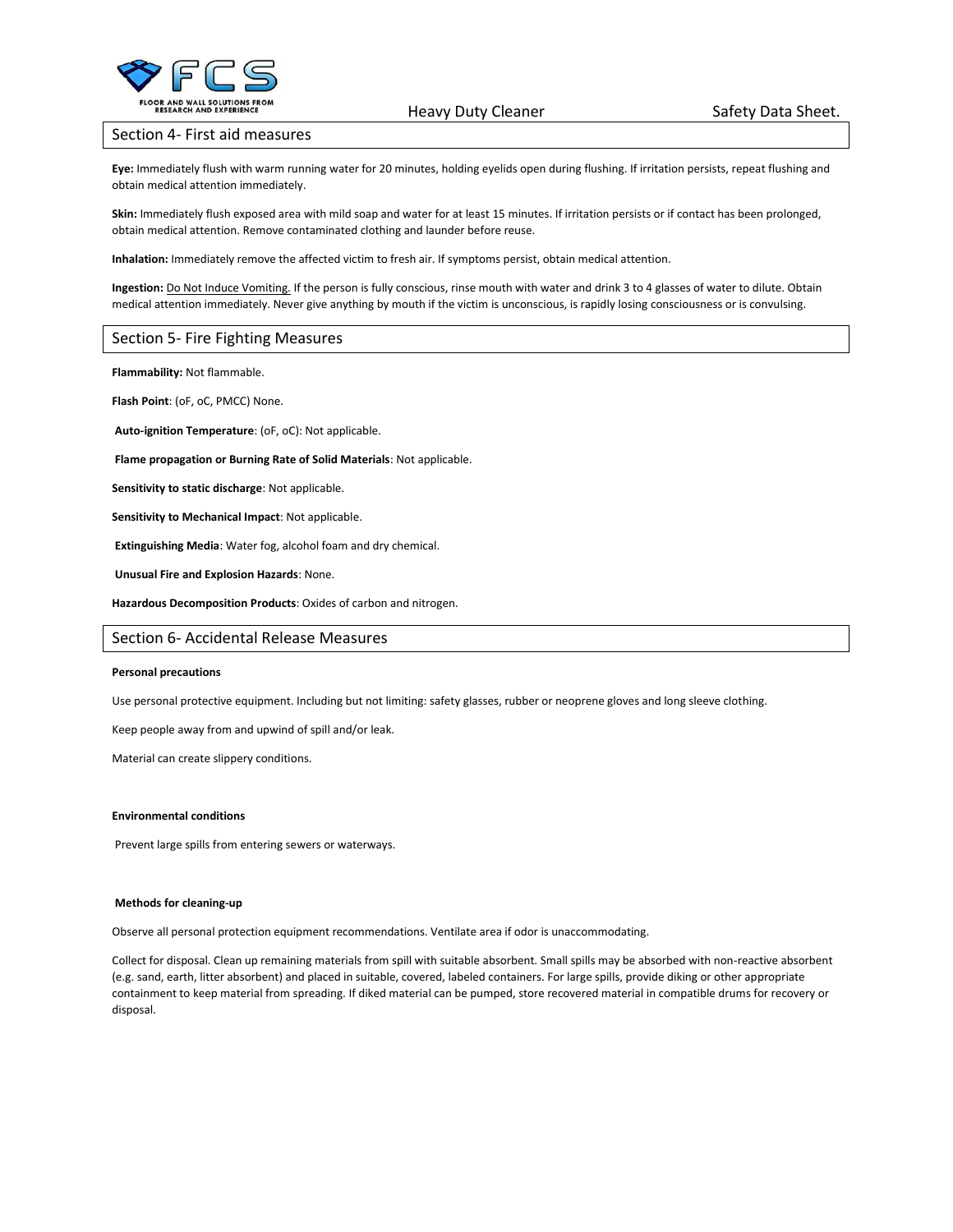## Section 4- First aid measures

**Eye:** Immediately flush with warm running water for 20 minutes, holding eyelids open during flushing. If irritation persists, repeat flushing and obtain medical attention immediately.

**Skin:** Immediately flush exposed area with mild soap and water for at least 15 minutes. If irritation persists or if contact has been prolonged, obtain medical attention. Remove contaminated clothing and launder before reuse.

**Inhalation:** Immediately remove the affected victim to fresh air. If symptoms persist, obtain medical attention.

**Ingestion:** Do Not Induce Vomiting. If the person is fully conscious, rinse mouth with water and drink 3 to 4 glasses of water to dilute. Obtain medical attention immediately. Never give anything by mouth if the victim is unconscious, is rapidly losing consciousness or is convulsing.

## Section 5- Fire Fighting Measures

**Flammability:** Not flammable.

**Flash Point**: (oF, oC, PMCC) None.

**Auto-ignition Temperature**: (oF, oC): Not applicable.

**Flame propagation or Burning Rate of Solid Materials**: Not applicable.

**Sensitivity to static discharge**: Not applicable.

**Sensitivity to Mechanical Impact**: Not applicable.

**Extinguishing Media**: Water fog, alcohol foam and dry chemical.

**Unusual Fire and Explosion Hazards**: None.

**Hazardous Decomposition Products**: Oxides of carbon and nitrogen.

## Section 6- Accidental Release Measures

**Personal precautions**

Use personal protective equipment. Including but not limiting: safety glasses, rubber or neoprene gloves and long sleeve clothing.

Keep people away from and upwind of spill and/or leak.

Material can create slippery conditions.

**Environmental conditions**

Prevent large spills from entering sewers or waterways.

**Methods for cleaning-up**

Observe all personal protection equipment recommendations. Ventilate area if odor is unaccommodating.

Collect for disposal. Clean up remaining materials from spill with suitable absorbent. Small spills may be absorbed with non-reactive absorbent (e.g. sand, earth, litter absorbent) and placed in suitable, covered, labeled containers. For large spills, provide diking or other appropriate containment to keep material from spreading. If diked material can be pumped, store recovered material in compatible drums for recovery or disposal.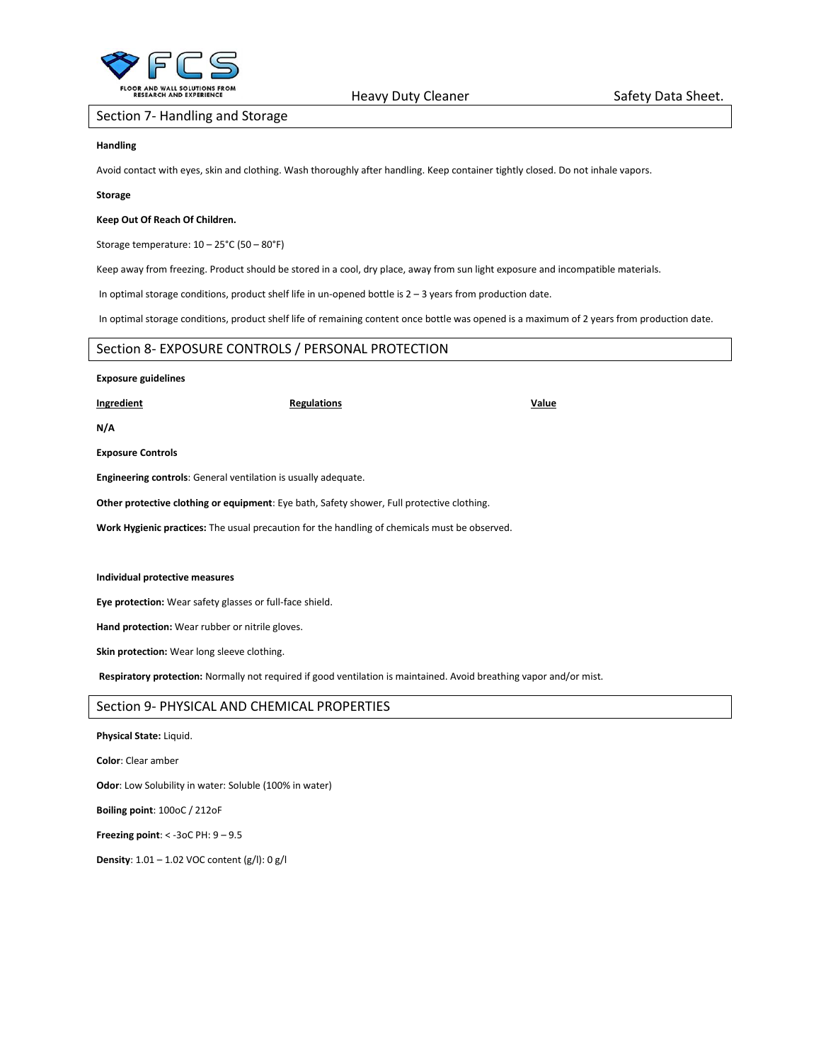## Section 7- Handling and Storage

**Handling**

Avoid contact with eyes, skin and clothing. Wash thoroughly after handling. Keep container tightly closed. Do not inhale vapors.

**Storage**

**Keep Out Of Reach Of Children.**

Storage temperature: 10 – 25°C (50 – 80°F)

Keep away from freezing. Product should be stored in a cool, dry place, away from sun light exposure and incompatible materials.

In optimal storage conditions, product shelf life in un-opened bottle is 2 – 3 years from production date.

In optimal storage conditions, product shelf life of remaining content once bottle was opened is a maximum of 2 years from production date.

## Section 8- EXPOSURE CONTROLS / PERSONAL PROTECTION

**Exposure guidelines**

| Ingredient | Regulations | Value |
| --- | --- | --- |
| N/A | | |

**Exposure Controls**

**Engineering controls**: General ventilation is usually adequate.

**Other protective clothing or equipment**: Eye bath, Safety shower, Full protective clothing.

**Work Hygienic practices:** The usual precaution for the handling of chemicals must be observed.

**Individual protective measures**

**Eye protection:** Wear safety glasses or full-face shield.

**Hand protection:** Wear rubber or nitrile gloves.

**Skin protection:** Wear long sleeve clothing.

**Respiratory protection:** Normally not required if good ventilation is maintained. Avoid breathing vapor and/or mist.

## Section 9- PHYSICAL AND CHEMICAL PROPERTIES

**Physical State:** Liquid.

**Color**: Clear amber

**Odor**: Low Solubility in water: Soluble (100% in water)

**Boiling point**: 100oC / 212oF

**Freezing point**: < -3oC PH: 9 – 9.5

**Density**: 1.01 – 1.02 VOC content (g/l): 0 g/l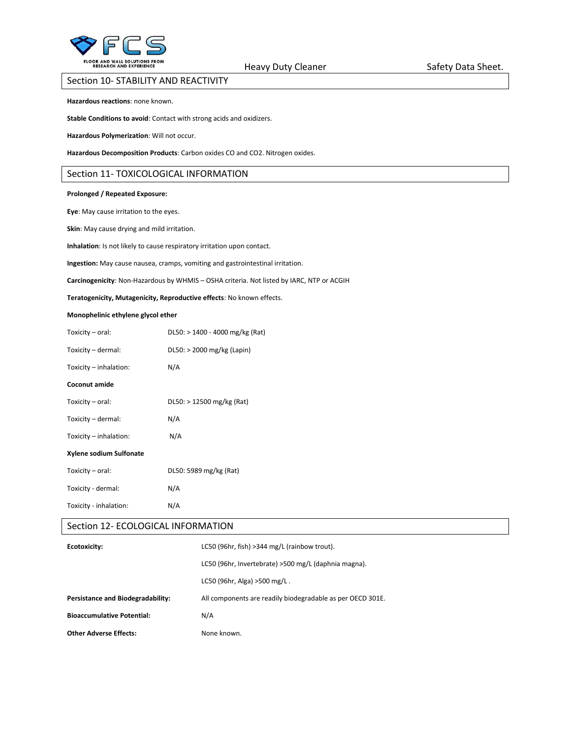## Section 10- STABILITY AND REACTIVITY

**Hazardous reactions**: none known.

**Stable Conditions to avoid**: Contact with strong acids and oxidizers.

**Hazardous Polymerization**: Will not occur.

**Hazardous Decomposition Products**: Carbon oxides CO and $CO_2$. Nitrogen oxides.

## Section 11- TOXICOLOGICAL INFORMATION

**Prolonged / Repeated Exposure:**

**Eye**: May cause irritation to the eyes.

**Skin**: May cause drying and mild irritation.

**Inhalation**: Is not likely to cause respiratory irritation upon contact.

**Ingestion:** May cause nausea, cramps, vomiting and gastrointestinal irritation.

**Carcinogenicity**: Non-Hazardous by WHMIS – OSHA criteria. Not listed by IARC, NTP or ACGIH

**Teratogenicity, Mutagenicity, Reproductive effects**: No known effects.

**Monophelinic ethylene glycol ether**

| | |
|---|---|
| Toxicity – oral: | DL50: > 1400 - 4000 mg/kg (Rat) |
| Toxicity – dermal: | DL50: > 2000 mg/kg (Lapin) |
| Toxicity – inhalation: | N/A |

**Coconut amide**

| | |
|---|---|
| Toxicity – oral: | DL50: > 12500 mg/kg (Rat) |
| Toxicity – dermal: | N/A |
| Toxicity – inhalation: | N/A |

**Xylene sodium Sulfonate**

| | |
|---|---|
| Toxicity – oral: | DL50: 5989 mg/kg (Rat) |
| Toxicity - dermal: | N/A |
| Toxicity - inhalation: | N/A |

## Section 12- ECOLOGICAL INFORMATION

| | |
|---|---|
| **Ecotoxicity:** | LC50 (96hr, fish) >344 mg/L (rainbow trout). |
| | LC50 (96hr, Invertebrate) >500 mg/L (daphnia magna). |
| | LC50 (96hr, Alga) >500 mg/L . |
| **Persistance and Biodegradability:** | All components are readily biodegradable as per OECD 301E. |
| **Bioaccumulative Potential:** | N/A |
| **Other Adverse Effects:** | None known. |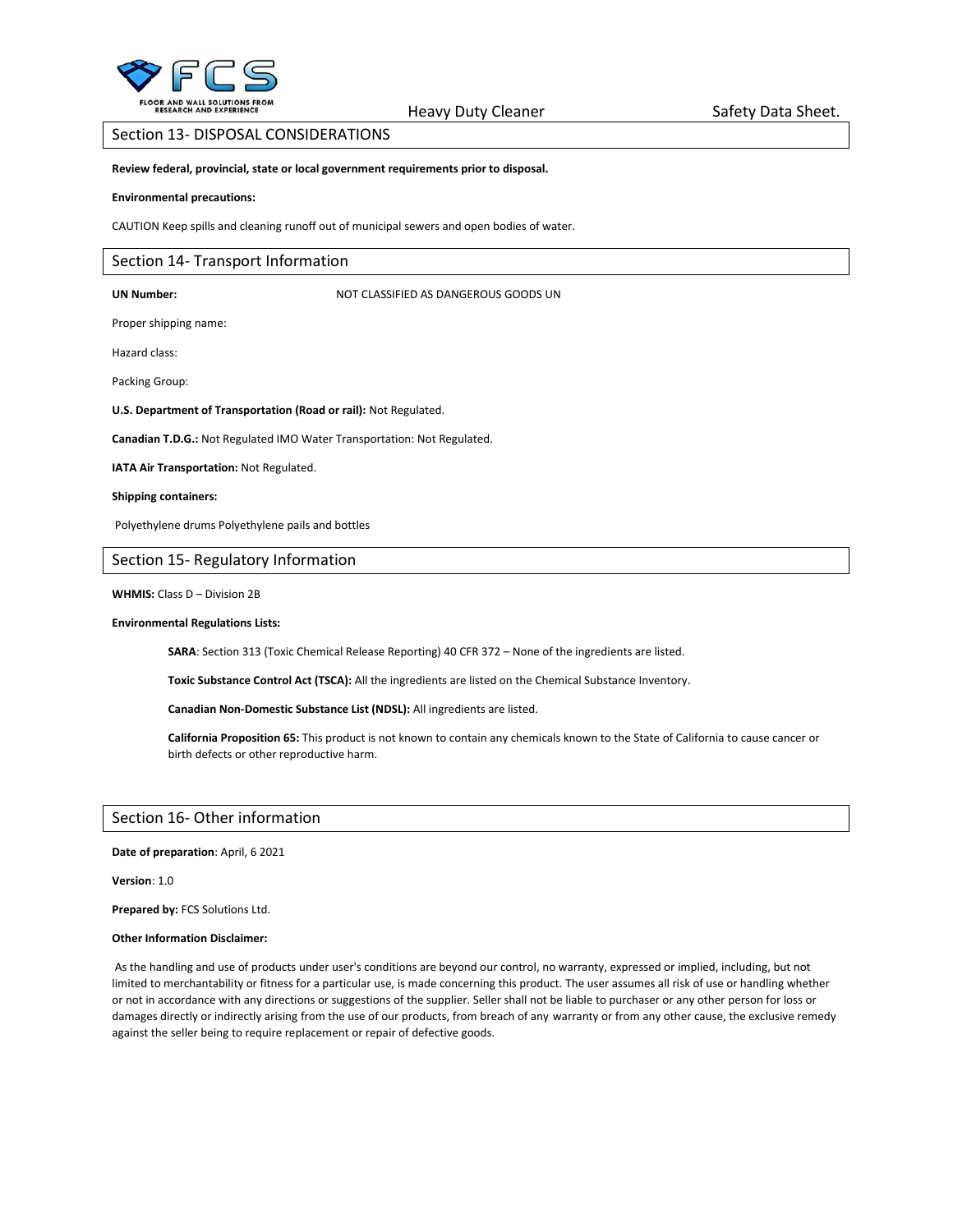## Section 13- DISPOSAL CONSIDERATIONS

**Review federal, provincial, state or local government requirements prior to disposal.**

**Environmental precautions:**

CAUTION Keep spills and cleaning runoff out of municipal sewers and open bodies of water.

## Section 14- Transport Information

**UN Number:** NOT CLASSIFIED AS DANGEROUS GOODS UN

Proper shipping name:

Hazard class:

Packing Group:

**U.S. Department of Transportation (Road or rail):** Not Regulated.

**Canadian T.D.G.:** Not Regulated IMO Water Transportation: Not Regulated.

**IATA Air Transportation:** Not Regulated.

**Shipping containers:**

Polyethylene drums Polyethylene pails and bottles

## Section 15- Regulatory Information

**WHMIS:** Class D – Division 2B

**Environmental Regulations Lists:**

**SARA**: Section 313 (Toxic Chemical Release Reporting) 40 CFR 372 – None of the ingredients are listed.

**Toxic Substance Control Act (TSCA):** All the ingredients are listed on the Chemical Substance Inventory.

**Canadian Non-Domestic Substance List (NDSL):** All ingredients are listed.

**California Proposition 65:** This product is not known to contain any chemicals known to the State of California to cause cancer or birth defects or other reproductive harm.

## Section 16- Other information

**Date of preparation**: April, 6 2021

**Version**: 1.0

**Prepared by:** FCS Solutions Ltd.

**Other Information Disclaimer:**

As the handling and use of products under user's conditions are beyond our control, no warranty, expressed or implied, including, but not limited to merchantability or fitness for a particular use, is made concerning this product. The user assumes all risk of use or handling whether or not in accordance with any directions or suggestions of the supplier. Seller shall not be liable to purchaser or any other person for loss or damages directly or indirectly arising from the use of our products, from breach of any warranty or from any other cause, the exclusive remedy against the seller being to require replacement or repair of defective goods.